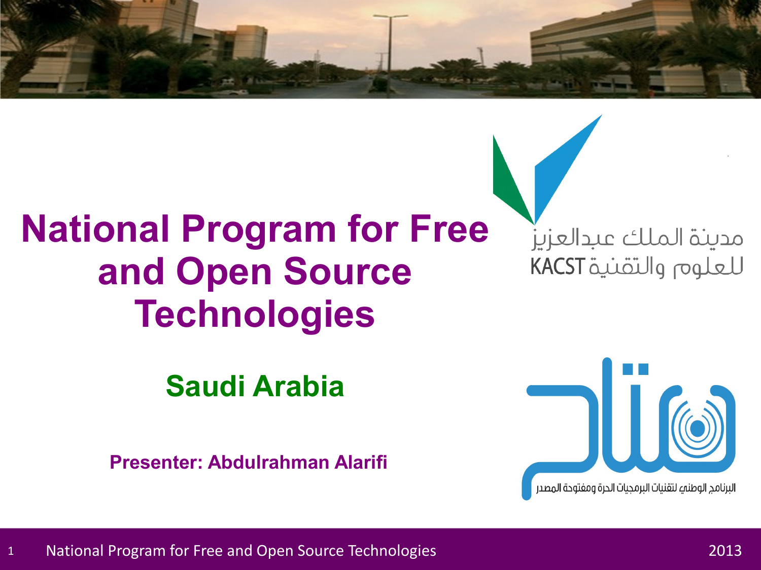# National Program for Free and Open Source Technologies

## Saudi Arabia

**Presenter: Abdulrahman Alarifi**

مدينة الملك عبدالعزيز للعلوم والتقنية KACST

البرنامج الوطني لتقنيات البرمجيات الحرة ومفتوحة المصدر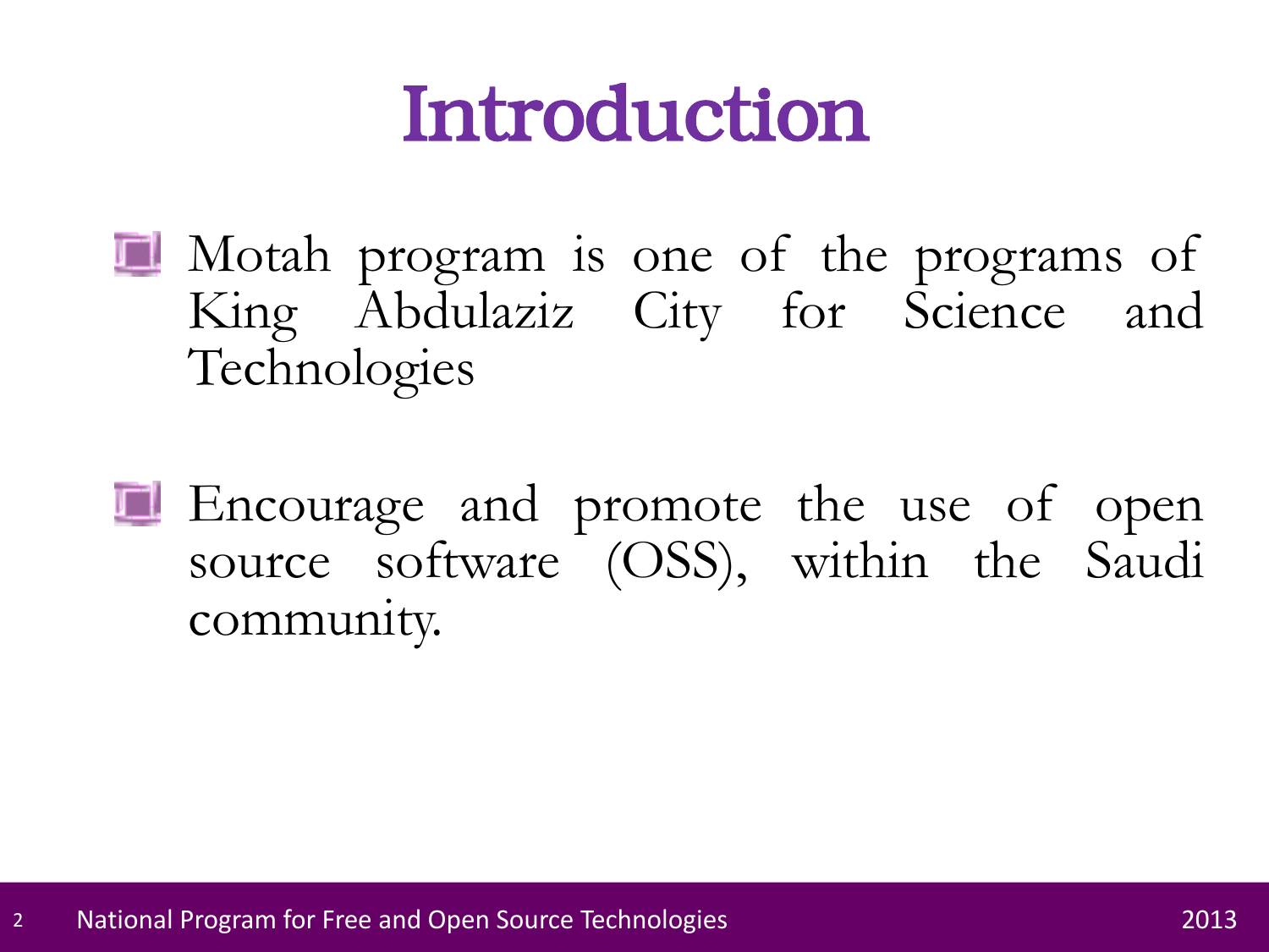# Introduction

- Motah program is one of the programs of King Abdulaziz City for Science and Technologies
- Encourage and promote the use of open source software (OSS), within the Saudi community.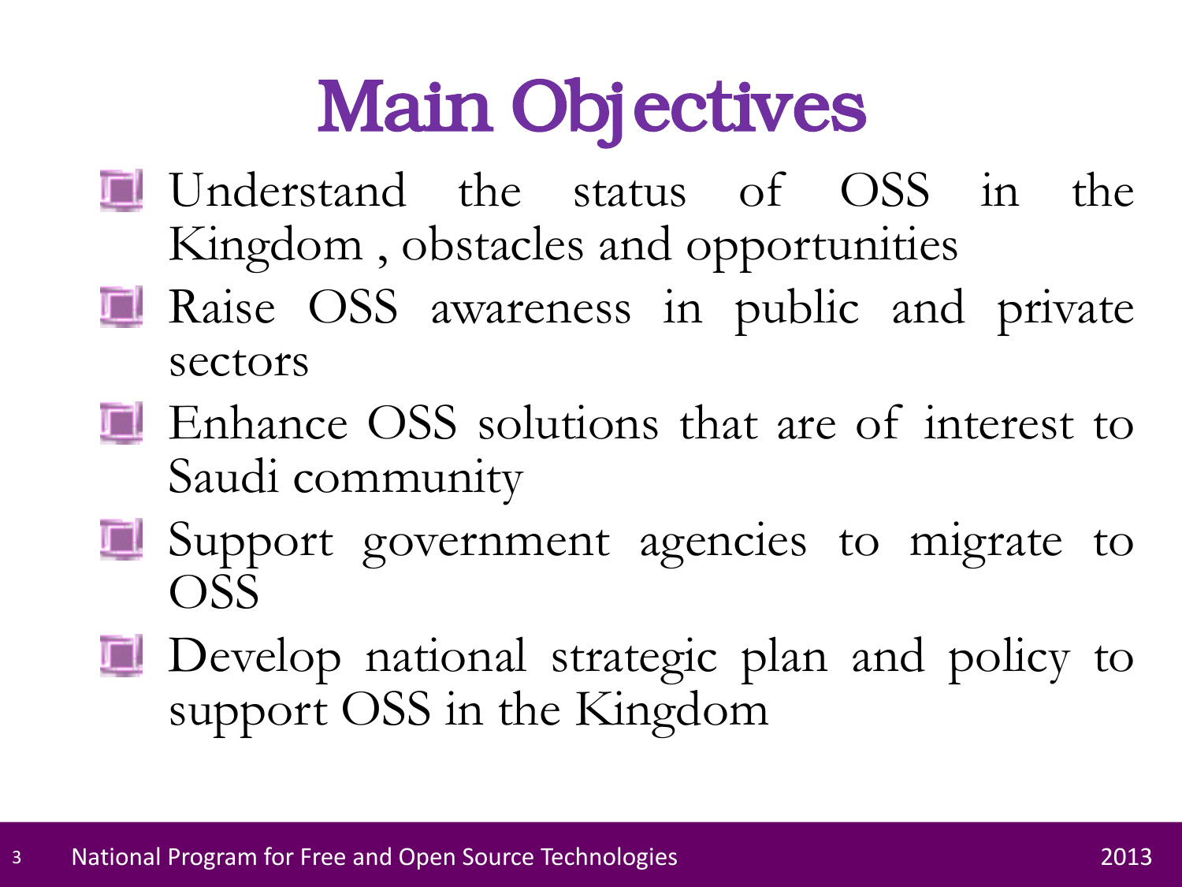# Main Objectives

- Understand the status of OSS in the Kingdom , obstacles and opportunities
- Raise OSS awareness in public and private sectors
- Enhance OSS solutions that are of interest to Saudi community
- Support government agencies to migrate to OSS
- Develop national strategic plan and policy to support OSS in the Kingdom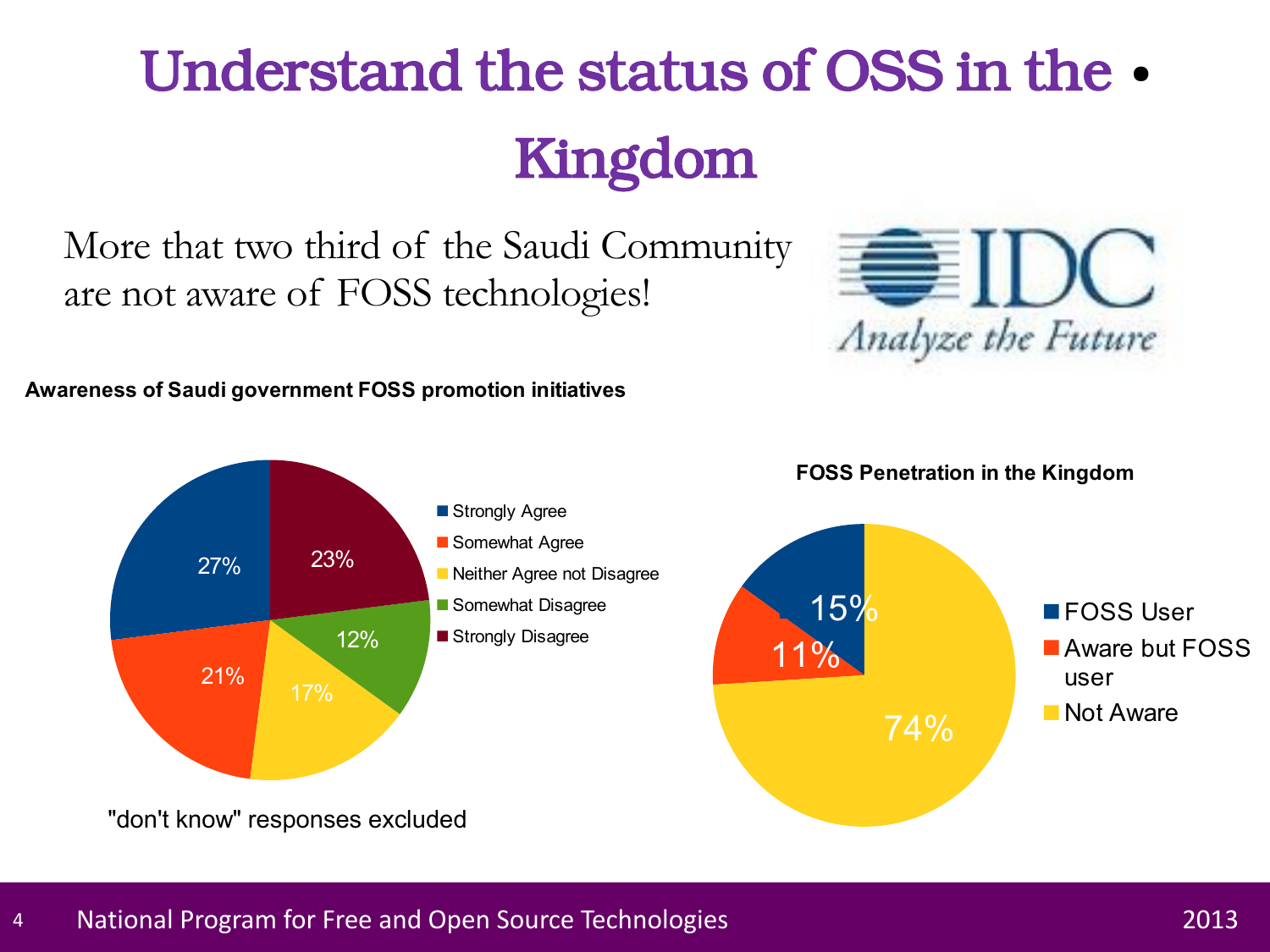# Understand the status of OSS in the Kingdom

More that two third of the Saudi Community are not aware of FOSS technologies!

IDC
*Analyze the Future*

**Awareness of Saudi government FOSS promotion initiatives**

| Response | Share |
| --- | --- |
| Strongly Agree | 27% |
| Somewhat Agree | 21% |
| Neither Agree not Disagree | 17% |
| Somewhat Disagree | 12% |
| Strongly Disagree | 23% |

"don't know" responses excluded

**FOSS Penetration in the Kingdom**

| Category | Share |
| --- | --- |
| FOSS User | 15% |
| Aware but FOSS user | 11% |
| Not Aware | 74% |

National Program for Free and Open Source Technologies — 2013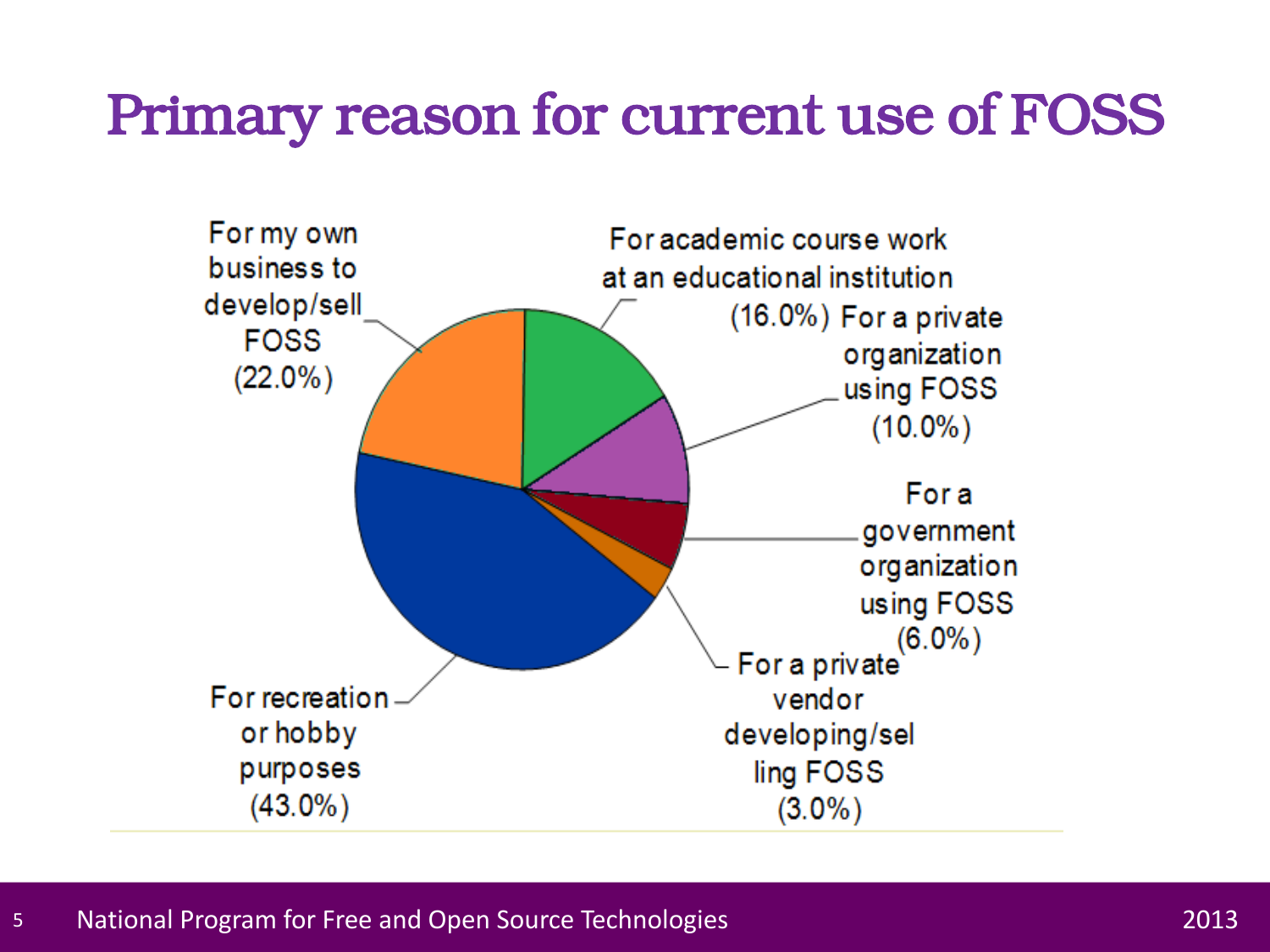# Primary reason for current use of FOSS

- For my own business to develop/sell FOSS (22.0%)
- For academic course work at an educational institution (16.0%)
- For a private organization using FOSS (10.0%)
- For a government organization using FOSS (6.0%)
- For a private vendor developing/selling FOSS (3.0%)
- For recreation or hobby purposes (43.0%)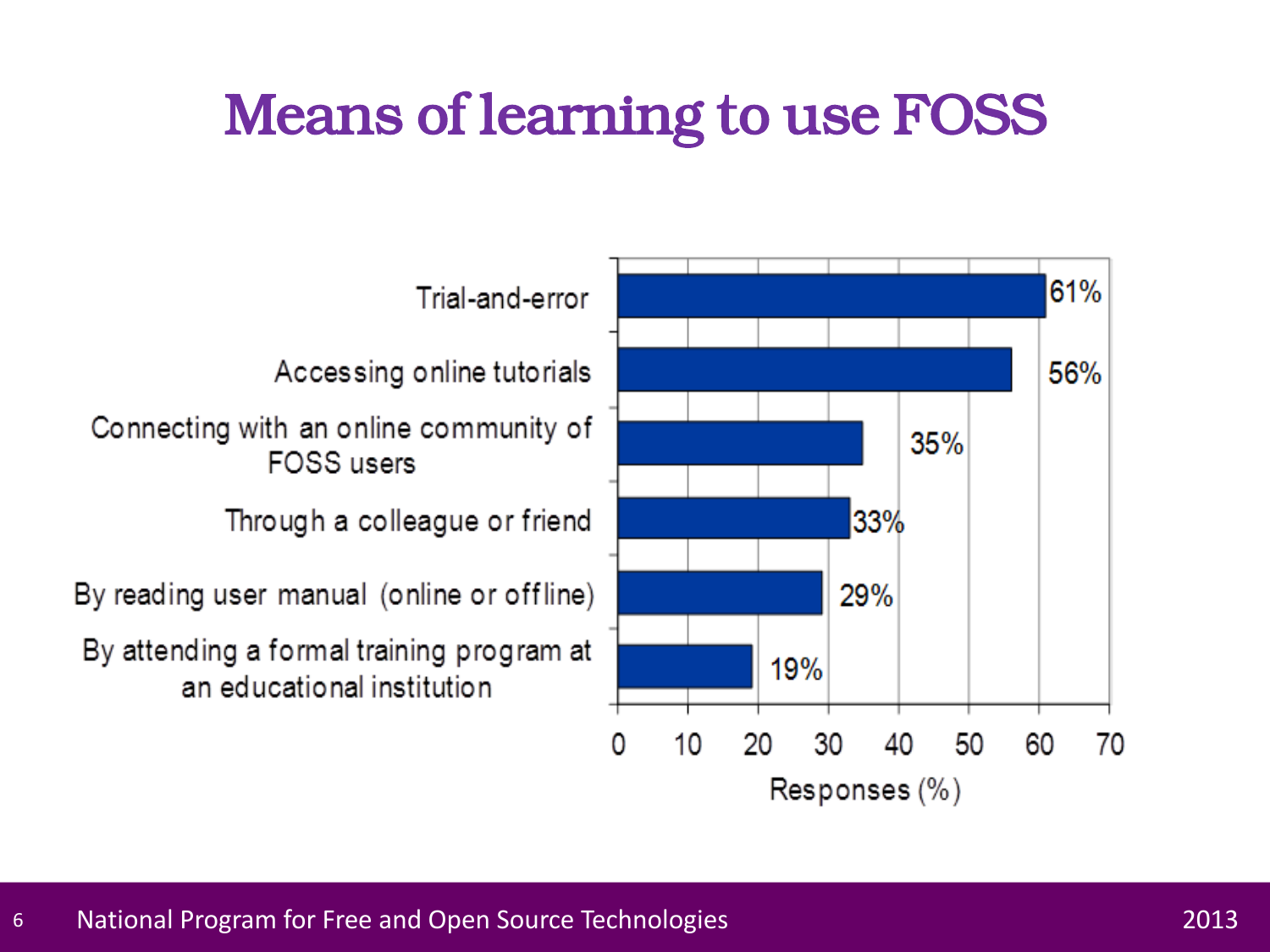# Means of learning to use FOSS

| Means | Responses (%) |
| --- | --- |
| Trial-and-error | 61% |
| Accessing online tutorials | 56% |
| Connecting with an online community of FOSS users | 35% |
| Through a colleague or friend | 33% |
| By reading user manual (online or offline) | 29% |
| By attending a formal training program at an educational institution | 19% |

Responses (%)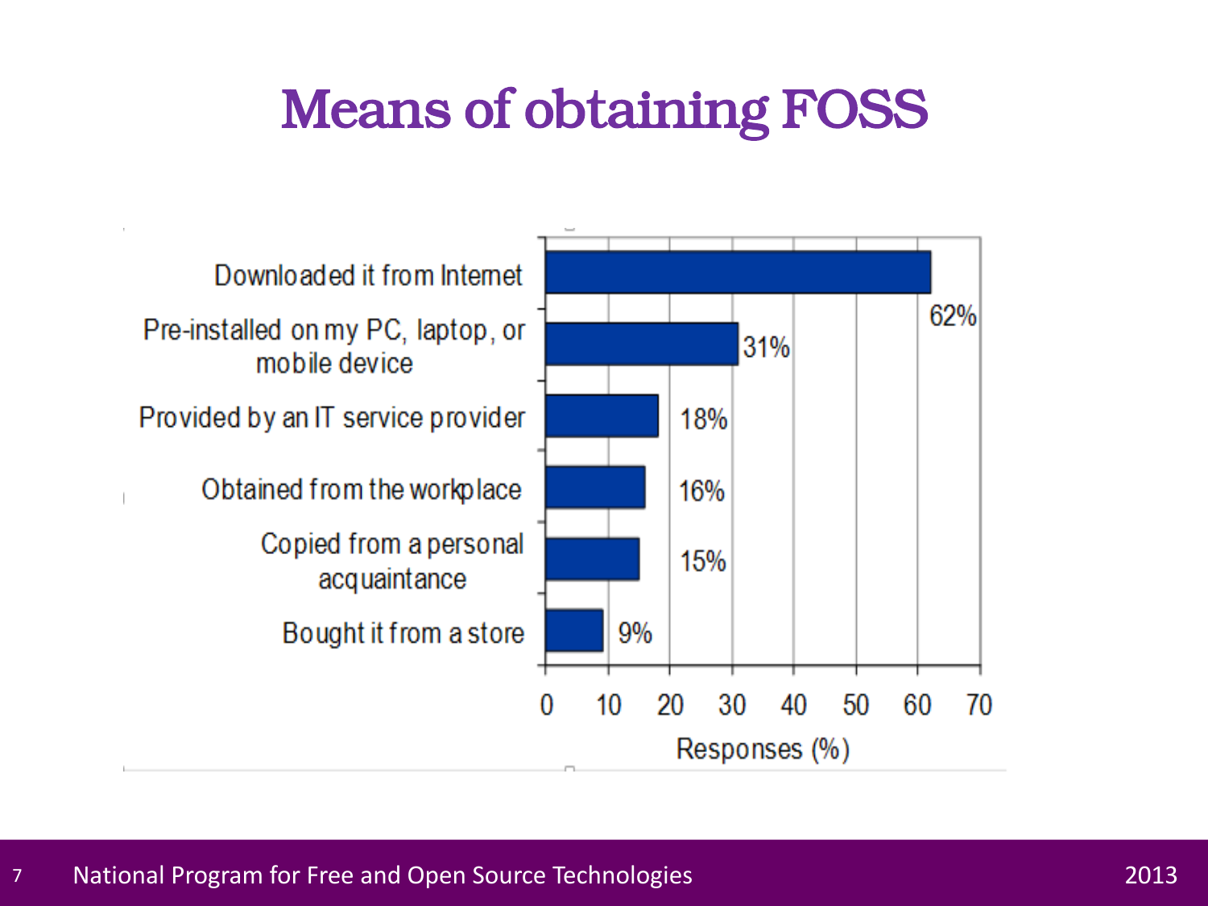# Means of obtaining FOSS

| Means | Responses (%) |
| --- | --- |
| Downloaded it from Internet | 62% |
| Pre-installed on my PC, laptop, or mobile device | 31% |
| Provided by an IT service provider | 18% |
| Obtained from the workplace | 16% |
| Copied from a personal acquaintance | 15% |
| Bought it from a store | 9% |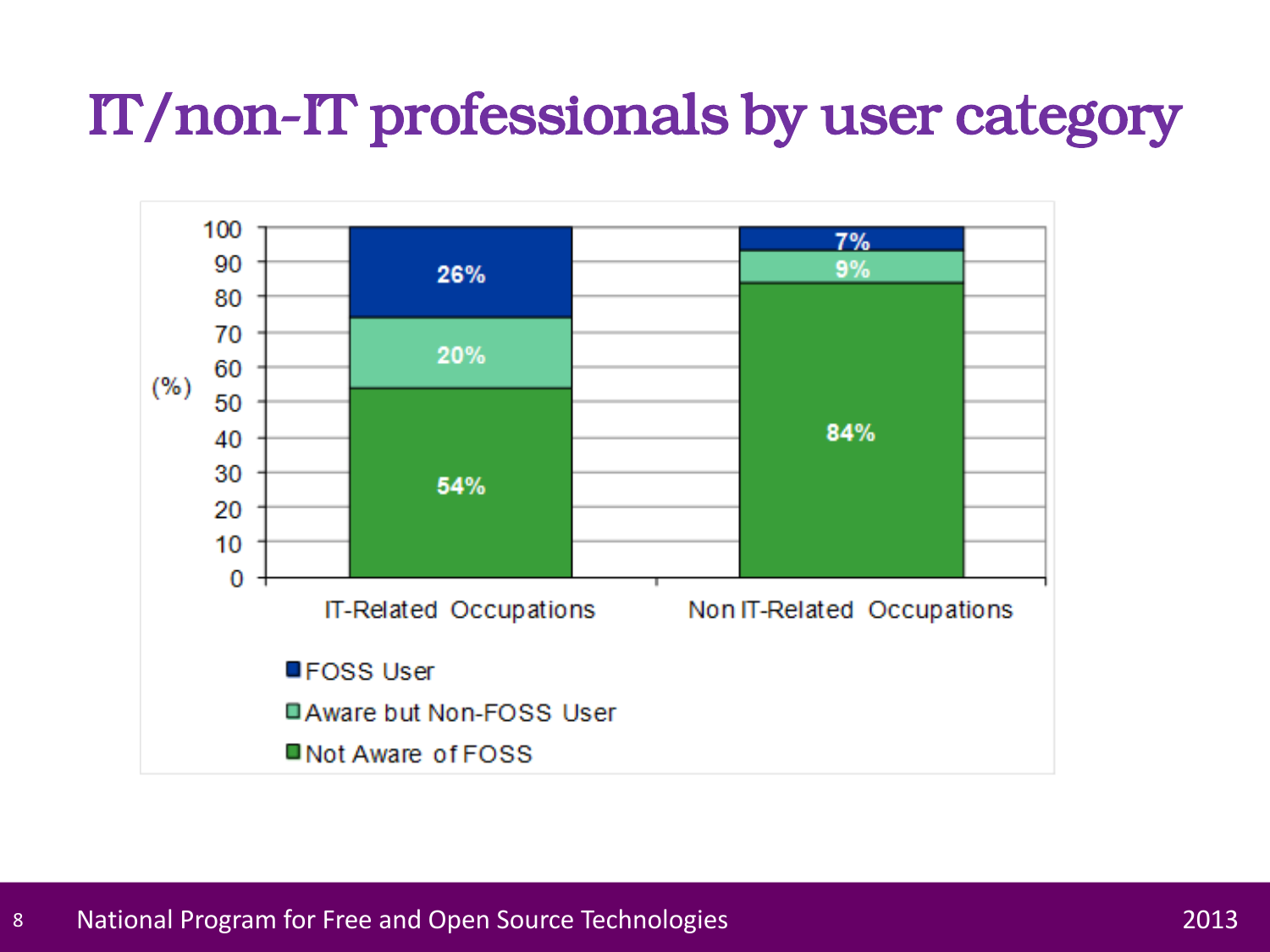# IT/non-IT professionals by user category

| (%) | IT-Related Occupations | Non IT-Related Occupations |
|---|---|---|
| FOSS User | 26% | 7% |
| Aware but Non-FOSS User | 20% | 9% |
| Not Aware of FOSS | 54% | 84% |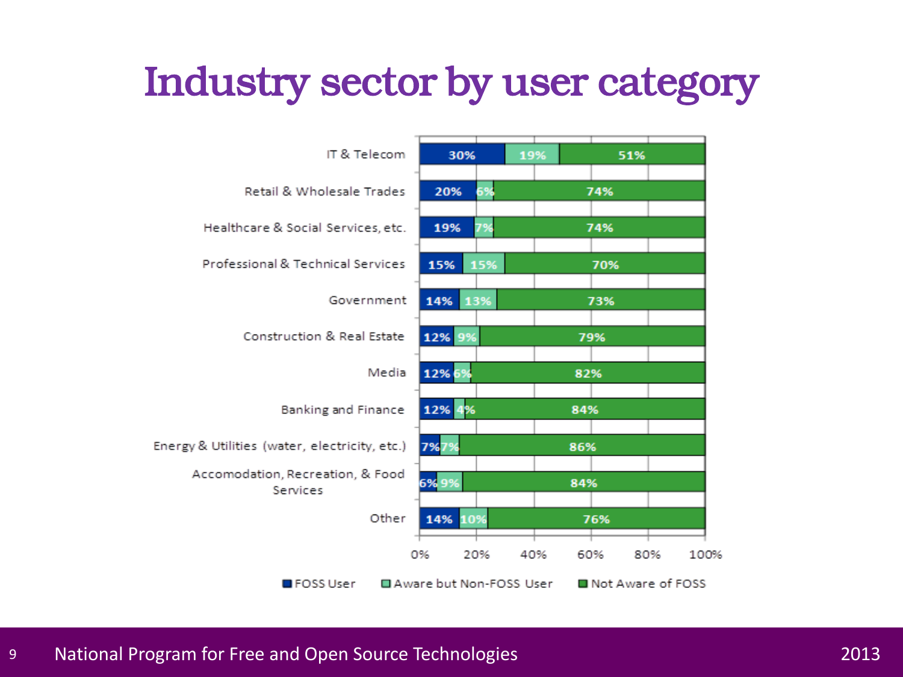# Industry sector by user category

| Industry sector | FOSS User | Aware but Non-FOSS User | Not Aware of FOSS |
|---|---|---|---|
| IT & Telecom | 30% | 19% | 51% |
| Retail & Wholesale Trades | 20% | 6% | 74% |
| Healthcare & Social Services, etc. | 19% | 7% | 74% |
| Professional & Technical Services | 15% | 15% | 70% |
| Government | 14% | 13% | 73% |
| Construction & Real Estate | 12% | 9% | 79% |
| Media | 12% | 6% | 82% |
| Banking and Finance | 12% | 4% | 84% |
| Energy & Utilities (water, electricity, etc.) | 7% | 7% | 86% |
| Accomodation, Recreation, & Food Services | 6% | 9% | 84% |
| Other | 14% | 10% | 76% |

National Program for Free and Open Source Technologies 2013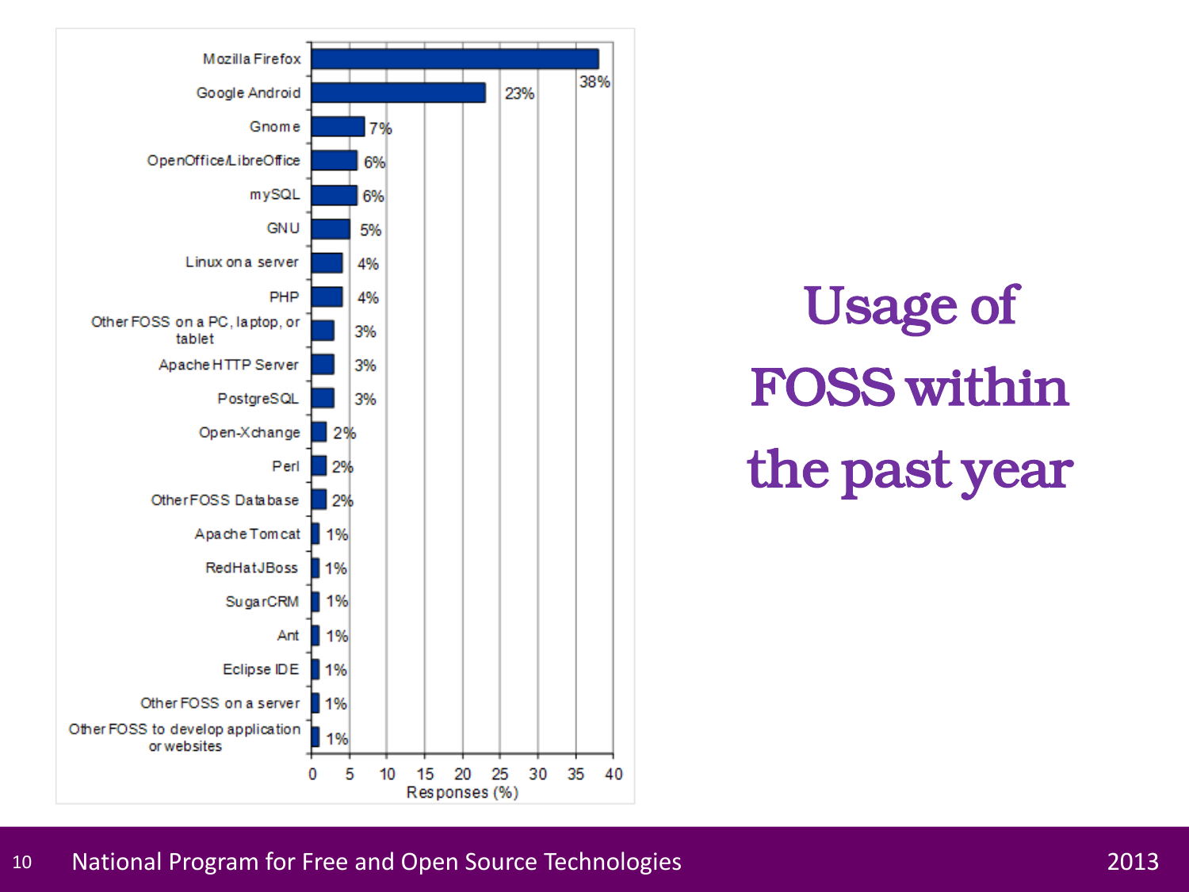# Usage of FOSS within the past year

| Category | Responses (%) |
|---|---|
| Mozilla Firefox | 38% |
| Google Android | 23% |
| Gnome | 7% |
| OpenOffice/LibreOffice | 6% |
| mySQL | 6% |
| GNU | 5% |
| Linux on a server | 4% |
| PHP | 4% |
| Other FOSS on a PC, laptop, or tablet | 3% |
| Apache HTTP Server | 3% |
| PostgreSQL | 3% |
| Open-Xchange | 2% |
| Perl | 2% |
| Other FOSS Database | 2% |
| Apache Tomcat | 1% |
| RedHat JBoss | 1% |
| SugarCRM | 1% |
| Ant | 1% |
| Eclipse IDE | 1% |
| Other FOSS on a server | 1% |
| Other FOSS to develop application or websites | 1% |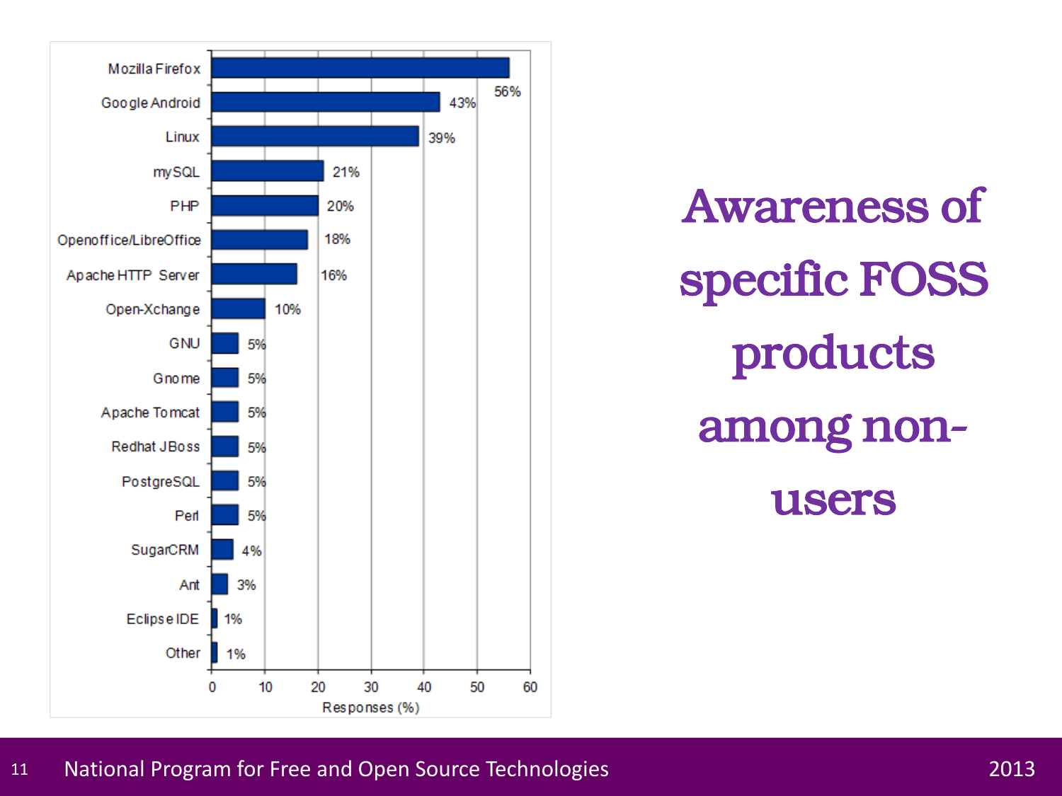# Awareness of specific FOSS products among non-users

| Product | Responses (%) |
|---|---|
| Mozilla Firefox | 56% |
| Google Android | 43% |
| Linux | 39% |
| mySQL | 21% |
| PHP | 20% |
| Openoffice/LibreOffice | 18% |
| Apache HTTP Server | 16% |
| Open-Xchange | 10% |
| GNU | 5% |
| Gnome | 5% |
| Apache Tomcat | 5% |
| Redhat JBoss | 5% |
| PostgreSQL | 5% |
| Perl | 5% |
| SugarCRM | 4% |
| Ant | 3% |
| Eclipse IDE | 1% |
| Other | 1% |

National Program for Free and Open Source Technologies 2013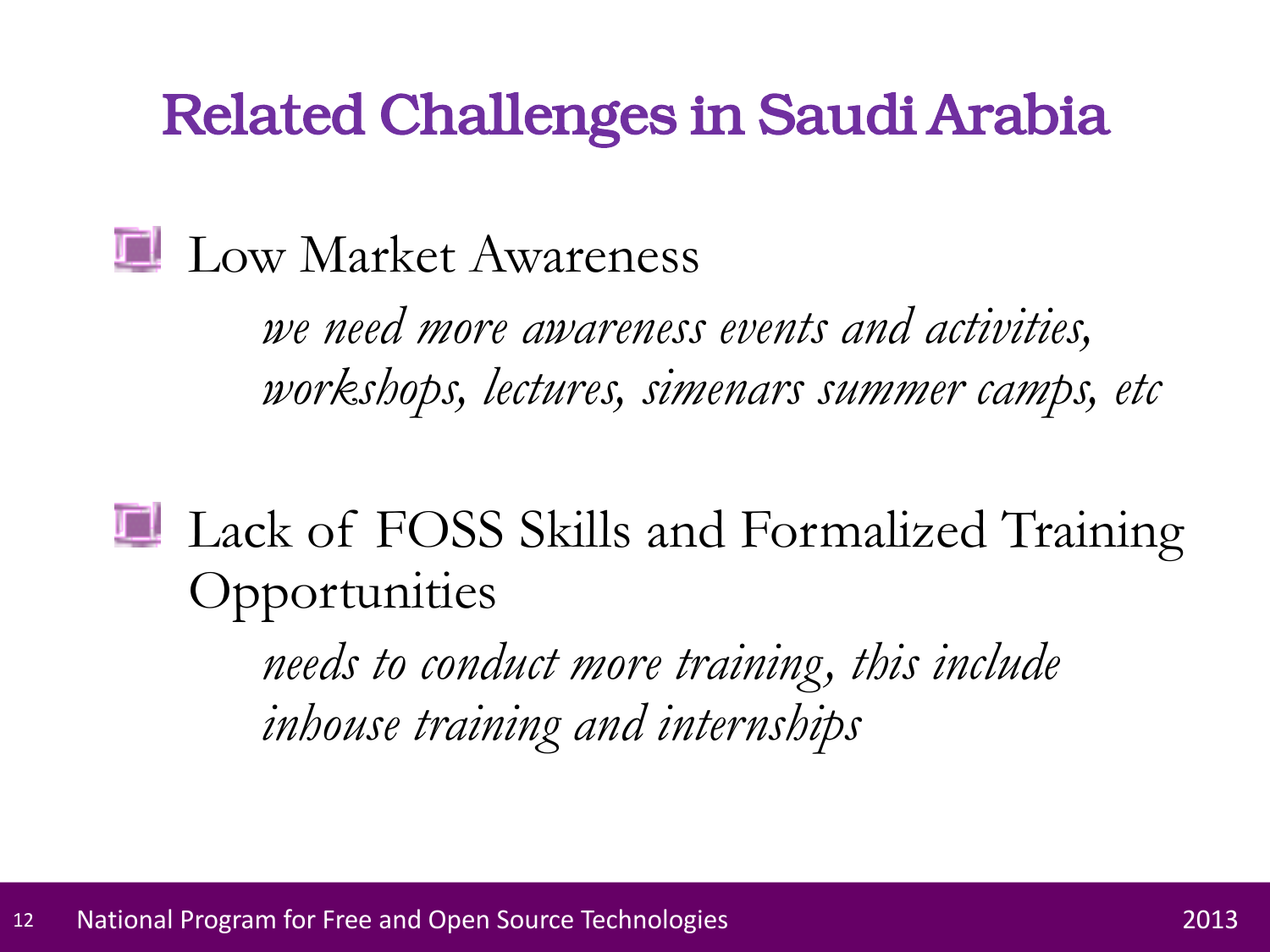# Related Challenges in Saudi Arabia

- Low Market Awareness

  *we need more awareness events and activities, workshops, lectures, simenars summer camps, etc*

- Lack of FOSS Skills and Formalized Training Opportunities

  *needs to conduct more training, this include inhouse training and internships*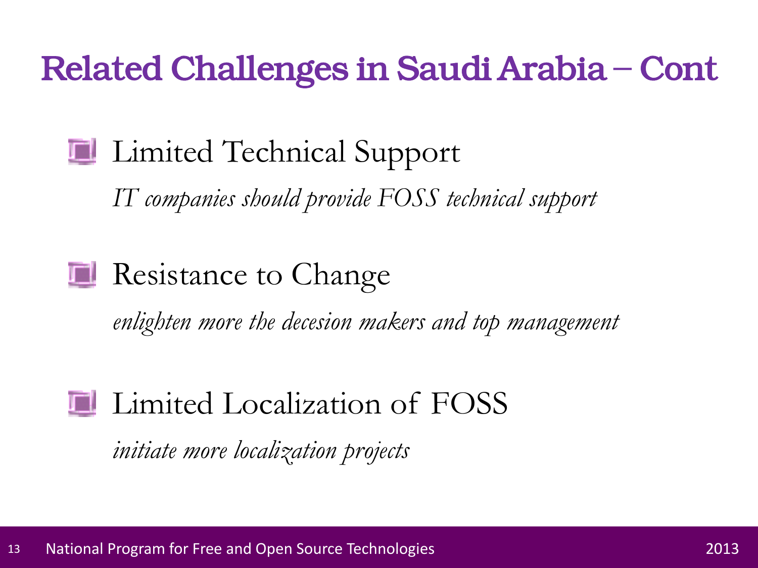# Related Challenges in Saudi Arabia – Cont

- Limited Technical Support

  *IT companies should provide FOSS technical support*

- Resistance to Change

  *enlighten more the decesion makers and top management*

- Limited Localization of FOSS

  *initiate more localization projects*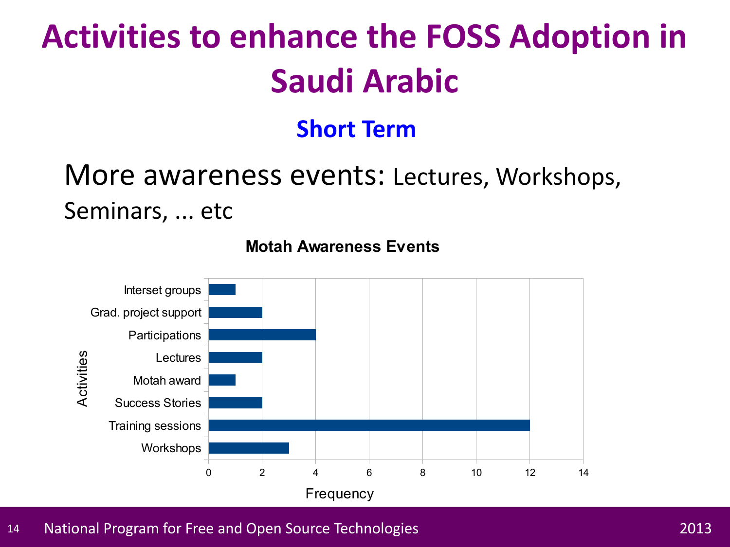# Activities to enhance the FOSS Adoption in Saudi Arabic

## Short Term

More awareness events: Lectures, Workshops, Seminars, ... etc

**Motah Awareness Events**

| Activities | Frequency |
| --- | --- |
| Interset groups | 1 |
| Grad. project support | 2 |
| Participations | 4 |
| Lectures | 2 |
| Motah award | 1 |
| Success Stories | 2 |
| Training sessions | 12 |
| Workshops | 3 |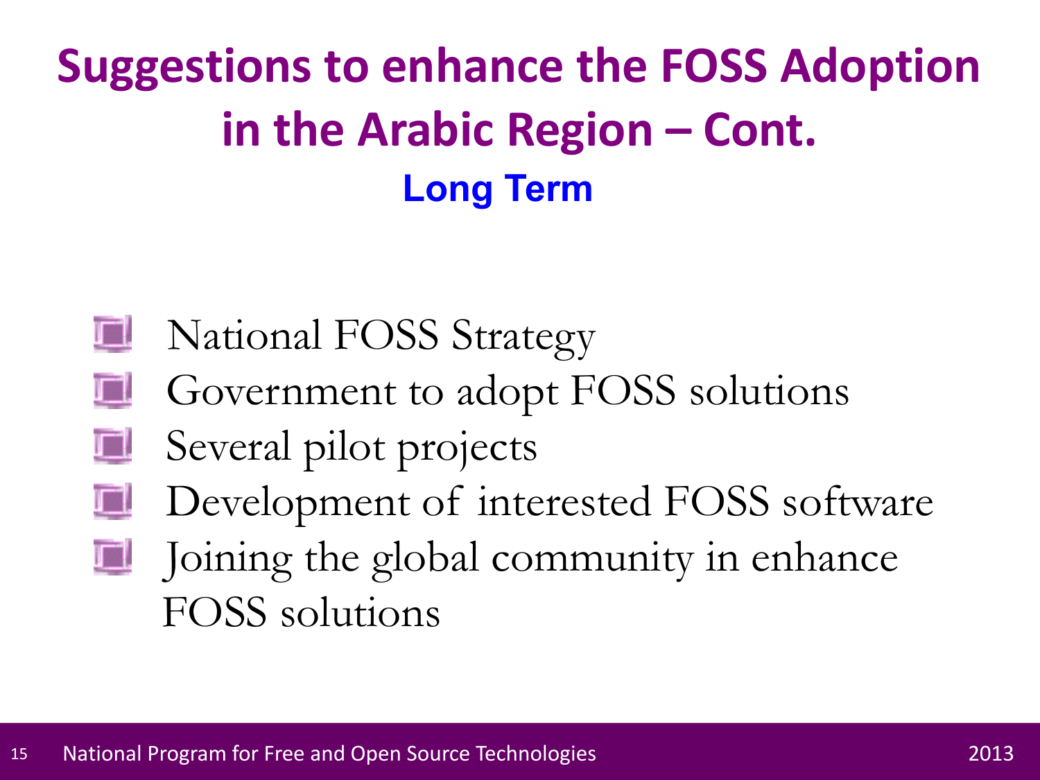# Suggestions to enhance the FOSS Adoption in the Arabic Region – Cont.

### Long Term

- National FOSS Strategy
- Government to adopt FOSS solutions
- Several pilot projects
- Development of interested FOSS software
- Joining the global community in enhance FOSS solutions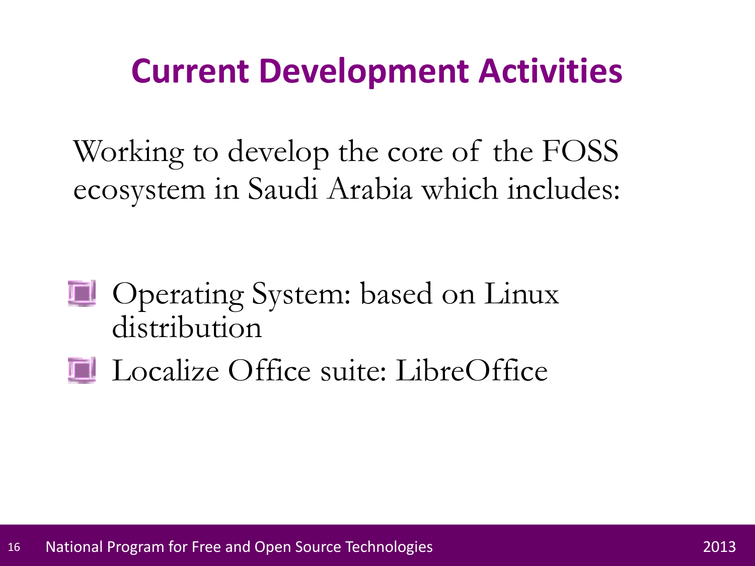# Current Development Activities

Working to develop the core of the FOSS ecosystem in Saudi Arabia which includes:

- Operating System: based on Linux distribution
- Localize Office suite: LibreOffice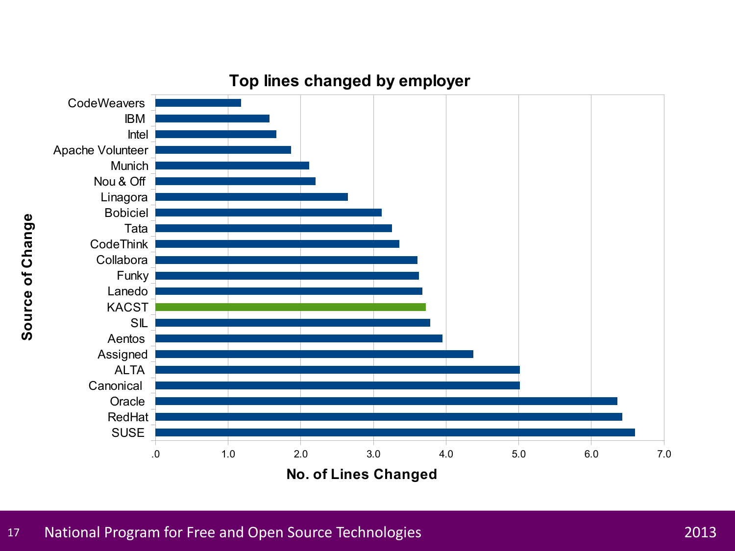## Top lines changed by employer

| Source of Change | No. of Lines Changed |
|---|---|
| CodeWeavers | 1.2 |
| IBM | 1.6 |
| Intel | 1.7 |
| Apache Volunteer | 1.9 |
| Munich | 2.1 |
| Nou & Off | 2.2 |
| Linagora | 2.7 |
| Bobiciel | 3.1 |
| Tata | 3.3 |
| CodeThink | 3.4 |
| Collabora | 3.6 |
| Funky | 3.6 |
| Lanedo | 3.7 |
| KACST | 3.7 |
| SIL | 3.8 |
| Aentos | 4.0 |
| Assigned | 4.4 |
| ALTA | 5.0 |
| Canonical | 5.0 |
| Oracle | 6.4 |
| RedHat | 6.4 |
| SUSE | 6.6 |

*(Values approximated from bar chart; axis: .0 to 7.0)*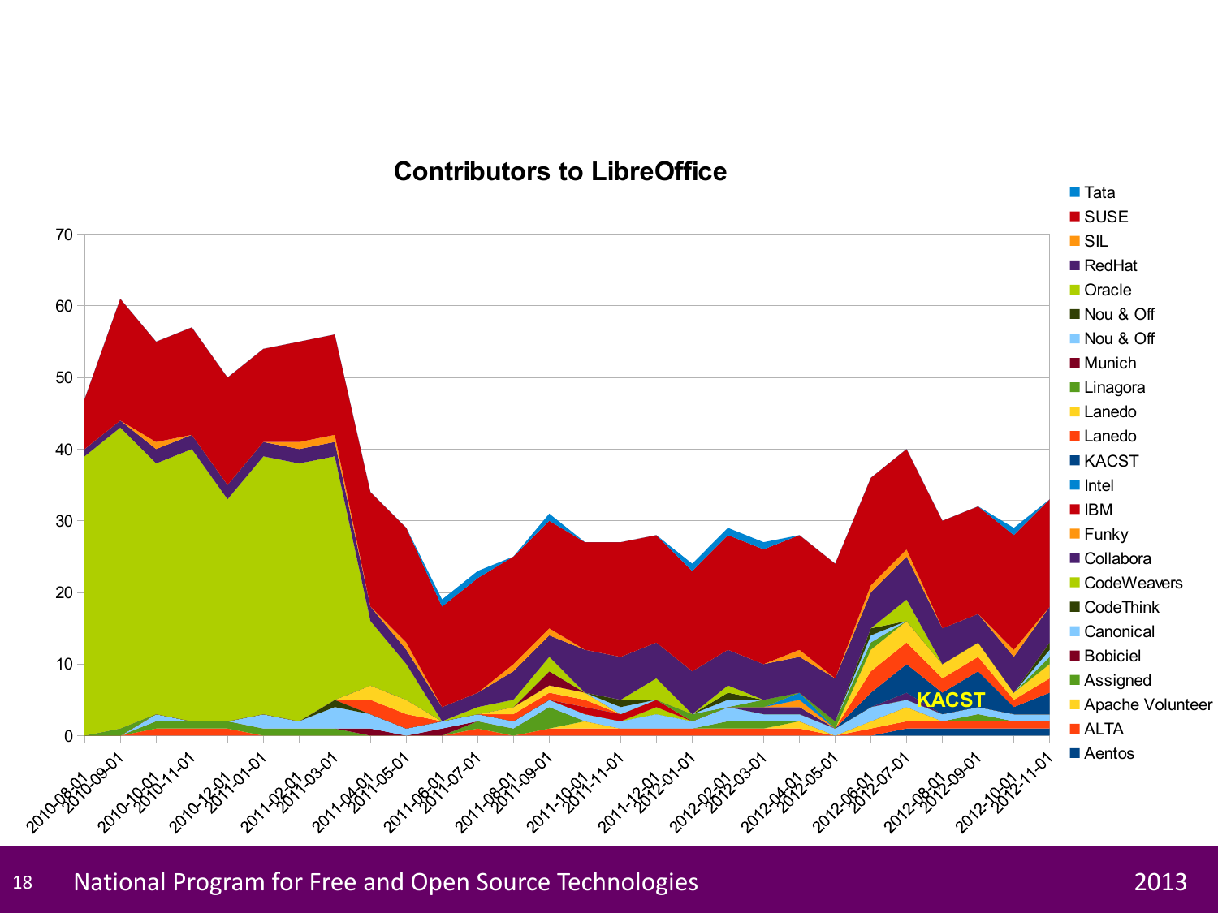## Contributors to LibreOffice

Legend: Tata, SUSE, SIL, RedHat, Oracle, Nou & Off, Nou & Off, Munich, Linagora, Lanedo, Lanedo, KACST, Intel, IBM, Funky, Collabora, CodeWeavers, CodeThink, Canonical, Bobiciel, Assigned, Apache Volunteer, ALTA, Aentos

KACST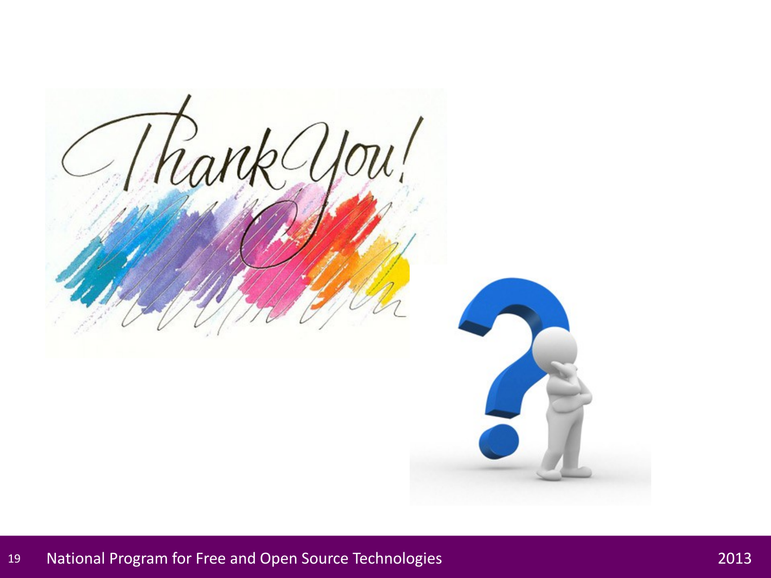# Thank You!